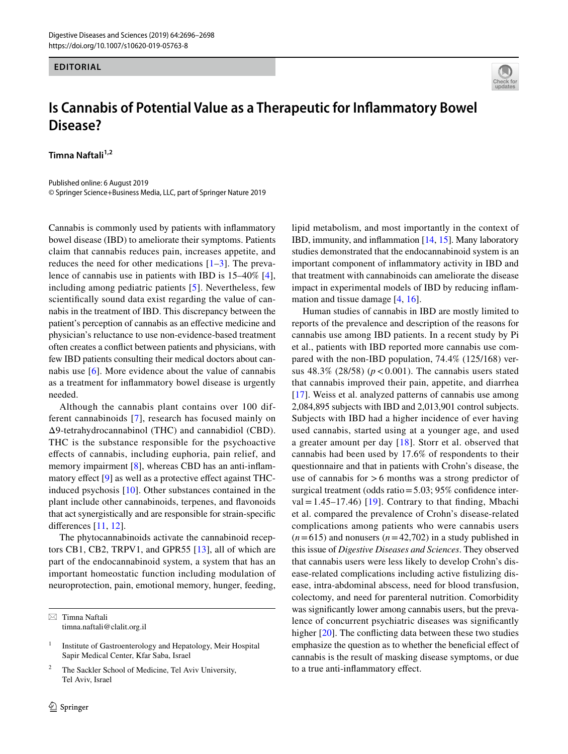EDITORIAL

# Is Cannabis of Potential Value as a Therapeutic for Inflammatory Bowel Disease?

**Timna Naftali**[1,2]

Published online: 6 August 2019
© Springer Science+Business Media, LLC, part of Springer Nature 2019

Cannabis is commonly used by patients with inflammatory bowel disease (IBD) to ameliorate their symptoms. Patients claim that cannabis reduces pain, increases appetite, and reduces the need for other medications [1–3]. The prevalence of cannabis use in patients with IBD is 15–40% [4], including among pediatric patients [5]. Nevertheless, few scientifically sound data exist regarding the value of cannabis in the treatment of IBD. This discrepancy between the patient's perception of cannabis as an effective medicine and physician's reluctance to use non-evidence-based treatment often creates a conflict between patients and physicians, with few IBD patients consulting their medical doctors about cannabis use [6]. More evidence about the value of cannabis as a treatment for inflammatory bowel disease is urgently needed.

Although the cannabis plant contains over 100 different cannabinoids [7], research has focused mainly on Δ9-tetrahydrocannabinol (THC) and cannabidiol (CBD). THC is the substance responsible for the psychoactive effects of cannabis, including euphoria, pain relief, and memory impairment [8], whereas CBD has an anti-inflammatory effect [9] as well as a protective effect against THC-induced psychosis [10]. Other substances contained in the plant include other cannabinoids, terpenes, and flavonoids that act synergistically and are responsible for strain-specific differences [11, 12].

The phytocannabinoids activate the cannabinoid receptors CB1, CB2, TRPV1, and GPR55 [13], all of which are part of the endocannabinoid system, a system that has an important homeostatic function including modulation of neuroprotection, pain, emotional memory, hunger, feeding, lipid metabolism, and most importantly in the context of IBD, immunity, and inflammation [14, 15]. Many laboratory studies demonstrated that the endocannabinoid system is an important component of inflammatory activity in IBD and that treatment with cannabinoids can ameliorate the disease impact in experimental models of IBD by reducing inflammation and tissue damage [4, 16].

Human studies of cannabis in IBD are mostly limited to reports of the prevalence and description of the reasons for cannabis use among IBD patients. In a recent study by Pi et al., patients with IBD reported more cannabis use compared with the non-IBD population, 74.4% (125/168) versus 48.3% (28/58) ($p<0.001$). The cannabis users stated that cannabis improved their pain, appetite, and diarrhea [17]. Weiss et al. analyzed patterns of cannabis use among 2,084,895 subjects with IBD and 2,013,901 control subjects. Subjects with IBD had a higher incidence of ever having used cannabis, started using at a younger age, and used a greater amount per day [18]. Storr et al. observed that cannabis had been used by 17.6% of respondents to their questionnaire and that in patients with Crohn's disease, the use of cannabis for > 6 months was a strong predictor of surgical treatment (odds ratio = 5.03; 95% confidence interval = 1.45–17.46) [19]. Contrary to that finding, Mbachi et al. compared the prevalence of Crohn's disease-related complications among patients who were cannabis users ($n=615$) and nonusers ($n=42{,}702$) in a study published in this issue of *Digestive Diseases and Sciences*. They observed that cannabis users were less likely to develop Crohn's disease-related complications including active fistulizing disease, intra-abdominal abscess, need for blood transfusion, colectomy, and need for parenteral nutrition. Comorbidity was significantly lower among cannabis users, but the prevalence of concurrent psychiatric diseases was significantly higher [20]. The conflicting data between these two studies emphasize the question as to whether the beneficial effect of cannabis is the result of masking disease symptoms, or due to a true anti-inflammatory effect.

---

✉ Timna Naftali
timna.naftali@clalit.org.il

1 Institute of Gastroenterology and Hepatology, Meir Hospital Sapir Medical Center, Kfar Saba, Israel

2 The Sackler School of Medicine, Tel Aviv University, Tel Aviv, Israel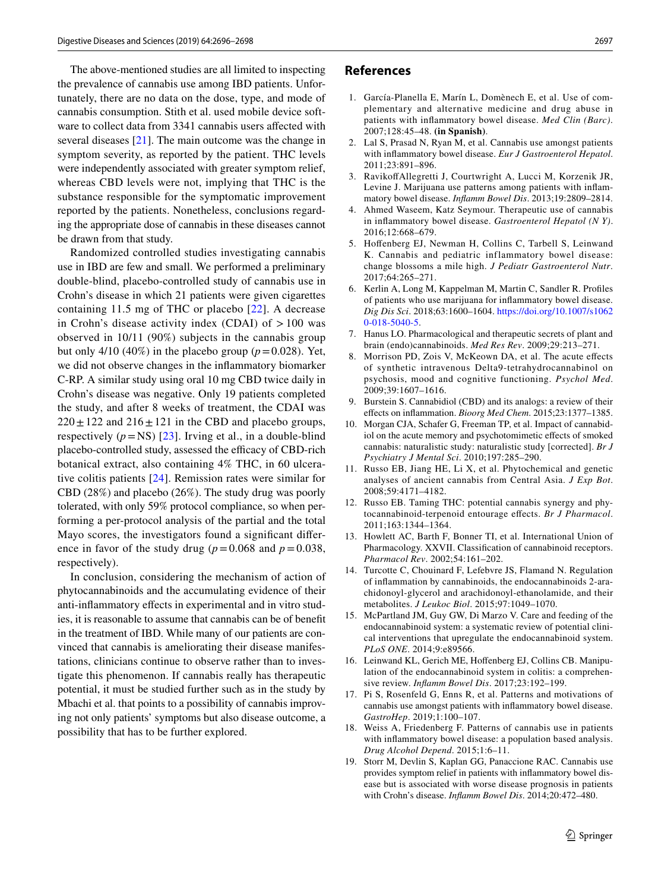The above-mentioned studies are all limited to inspecting the prevalence of cannabis use among IBD patients. Unfortunately, there are no data on the dose, type, and mode of cannabis consumption. Stith et al. used mobile device software to collect data from 3341 cannabis users affected with several diseases [21]. The main outcome was the change in symptom severity, as reported by the patient. THC levels were independently associated with greater symptom relief, whereas CBD levels were not, implying that THC is the substance responsible for the symptomatic improvement reported by the patients. Nonetheless, conclusions regarding the appropriate dose of cannabis in these diseases cannot be drawn from that study.

Randomized controlled studies investigating cannabis use in IBD are few and small. We performed a preliminary double-blind, placebo-controlled study of cannabis use in Crohn's disease in which 21 patients were given cigarettes containing 11.5 mg of THC or placebo [22]. A decrease in Crohn's disease activity index (CDAI) of > 100 was observed in 10/11 (90%) subjects in the cannabis group but only 4/10 (40%) in the placebo group ($p = 0.028$). Yet, we did not observe changes in the inflammatory biomarker C-RP. A similar study using oral 10 mg CBD twice daily in Crohn's disease was negative. Only 19 patients completed the study, and after 8 weeks of treatment, the CDAI was $220 \pm 122$ and $216 \pm 121$ in the CBD and placebo groups, respectively ($p = \text{NS}$) [23]. Irving et al., in a double-blind placebo-controlled study, assessed the efficacy of CBD-rich botanical extract, also containing 4% THC, in 60 ulcerative colitis patients [24]. Remission rates were similar for CBD (28%) and placebo (26%). The study drug was poorly tolerated, with only 59% protocol compliance, so when performing a per-protocol analysis of the partial and the total Mayo scores, the investigators found a significant difference in favor of the study drug ($p = 0.068$ and $p = 0.038$, respectively).

In conclusion, considering the mechanism of action of phytocannabinoids and the accumulating evidence of their anti-inflammatory effects in experimental and in vitro studies, it is reasonable to assume that cannabis can be of benefit in the treatment of IBD. While many of our patients are convinced that cannabis is ameliorating their disease manifestations, clinicians continue to observe rather than to investigate this phenomenon. If cannabis really has therapeutic potential, it must be studied further such as in the study by Mbachi et al. that points to a possibility of cannabis improving not only patients' symptoms but also disease outcome, a possibility that has to be further explored.

## References

1. García-Planella E, Marín L, Domènech E, et al. Use of complementary and alternative medicine and drug abuse in patients with inflammatory bowel disease. *Med Clin (Barc)*. 2007;128:45–48. **(in Spanish)**.
2. Lal S, Prasad N, Ryan M, et al. Cannabis use amongst patients with inflammatory bowel disease. *Eur J Gastroenterol Hepatol*. 2011;23:891–896.
3. Ravikoff Allegretti J, Courtwright A, Lucci M, Korzenik JR, Levine J. Marijuana use patterns among patients with inflammatory bowel disease. *Inflamm Bowel Dis*. 2013;19:2809–2814.
4. Ahmed Waseem, Katz Seymour. Therapeutic use of cannabis in inflammatory bowel disease. *Gastroenterol Hepatol (N Y)*. 2016;12:668–679.
5. Hoffenberg EJ, Newman H, Collins C, Tarbell S, Leinwand K. Cannabis and pediatric inflammatory bowel disease: change blossoms a mile high. *J Pediatr Gastroenterol Nutr*. 2017;64:265–271.
6. Kerlin A, Long M, Kappelman M, Martin C, Sandler R. Profiles of patients who use marijuana for inflammatory bowel disease. *Dig Dis Sci*. 2018;63:1600–1604. https://doi.org/10.1007/s10620-018-5040-5.
7. Hanus LO. Pharmacological and therapeutic secrets of plant and brain (endo)cannabinoids. *Med Res Rev*. 2009;29:213–271.
8. Morrison PD, Zois V, McKeown DA, et al. The acute effects of synthetic intravenous Delta9-tetrahydrocannabinol on psychosis, mood and cognitive functioning. *Psychol Med*. 2009;39:1607–1616.
9. Burstein S. Cannabidiol (CBD) and its analogs: a review of their effects on inflammation. *Bioorg Med Chem*. 2015;23:1377–1385.
10. Morgan CJA, Schafer G, Freeman TP, et al. Impact of cannabidiol on the acute memory and psychotomimetic effects of smoked cannabis: naturalistic study: naturalistic study [corrected]. *Br J Psychiatry J Mental Sci*. 2010;197:285–290.
11. Russo EB, Jiang HE, Li X, et al. Phytochemical and genetic analyses of ancient cannabis from Central Asia. *J Exp Bot*. 2008;59:4171–4182.
12. Russo EB. Taming THC: potential cannabis synergy and phytocannabinoid-terpenoid entourage effects. *Br J Pharmacol*. 2011;163:1344–1364.
13. Howlett AC, Barth F, Bonner TI, et al. International Union of Pharmacology. XXVII. Classification of cannabinoid receptors. *Pharmacol Rev*. 2002;54:161–202.
14. Turcotte C, Chouinard F, Lefebvre JS, Flamand N. Regulation of inflammation by cannabinoids, the endocannabinoids 2-arachidonoyl-glycerol and arachidonoyl-ethanolamide, and their metabolites. *J Leukoc Biol*. 2015;97:1049–1070.
15. McPartland JM, Guy GW, Di Marzo V. Care and feeding of the endocannabinoid system: a systematic review of potential clinical interventions that upregulate the endocannabinoid system. *PLoS ONE*. 2014;9:e89566.
16. Leinwand KL, Gerich ME, Hoffenberg EJ, Collins CB. Manipulation of the endocannabinoid system in colitis: a comprehensive review. *Inflamm Bowel Dis*. 2017;23:192–199.
17. Pi S, Rosenfeld G, Enns R, et al. Patterns and motivations of cannabis use amongst patients with inflammatory bowel disease. *GastroHep*. 2019;1:100–107.
18. Weiss A, Friedenberg F. Patterns of cannabis use in patients with inflammatory bowel disease: a population based analysis. *Drug Alcohol Depend*. 2015;1:6–11.
19. Storr M, Devlin S, Kaplan GG, Panaccione RAC. Cannabis use provides symptom relief in patients with inflammatory bowel disease but is associated with worse disease prognosis in patients with Crohn's disease. *Inflamm Bowel Dis*. 2014;20:472–480.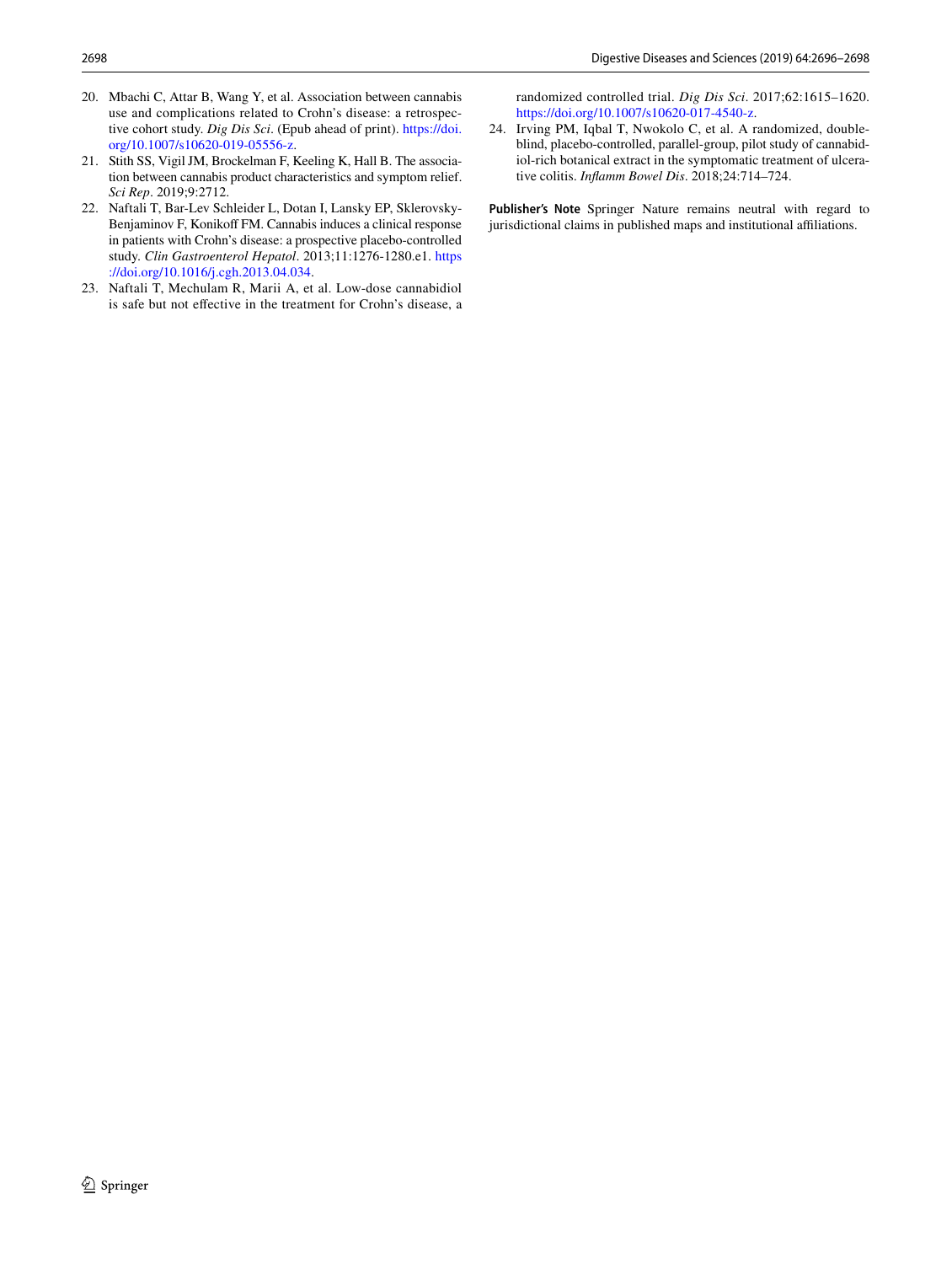20. Mbachi C, Attar B, Wang Y, et al. Association between cannabis use and complications related to Crohn's disease: a retrospective cohort study. *Dig Dis Sci*. (Epub ahead of print). https://doi.org/10.1007/s10620-019-05556-z.
21. Stith SS, Vigil JM, Brockelman F, Keeling K, Hall B. The association between cannabis product characteristics and symptom relief. *Sci Rep*. 2019;9:2712.
22. Naftali T, Bar-Lev Schleider L, Dotan I, Lansky EP, Sklerovsky-Benjaminov F, Konikoff FM. Cannabis induces a clinical response in patients with Crohn's disease: a prospective placebo-controlled study. *Clin Gastroenterol Hepatol*. 2013;11:1276-1280.e1. https://doi.org/10.1016/j.cgh.2013.04.034.
23. Naftali T, Mechulam R, Marii A, et al. Low-dose cannabidiol is safe but not effective in the treatment for Crohn's disease, a randomized controlled trial. *Dig Dis Sci*. 2017;62:1615–1620. https://doi.org/10.1007/s10620-017-4540-z.
24. Irving PM, Iqbal T, Nwokolo C, et al. A randomized, double-blind, placebo-controlled, parallel-group, pilot study of cannabidiol-rich botanical extract in the symptomatic treatment of ulcerative colitis. *Inflamm Bowel Dis*. 2018;24:714–724.

**Publisher's Note** Springer Nature remains neutral with regard to jurisdictional claims in published maps and institutional affiliations.